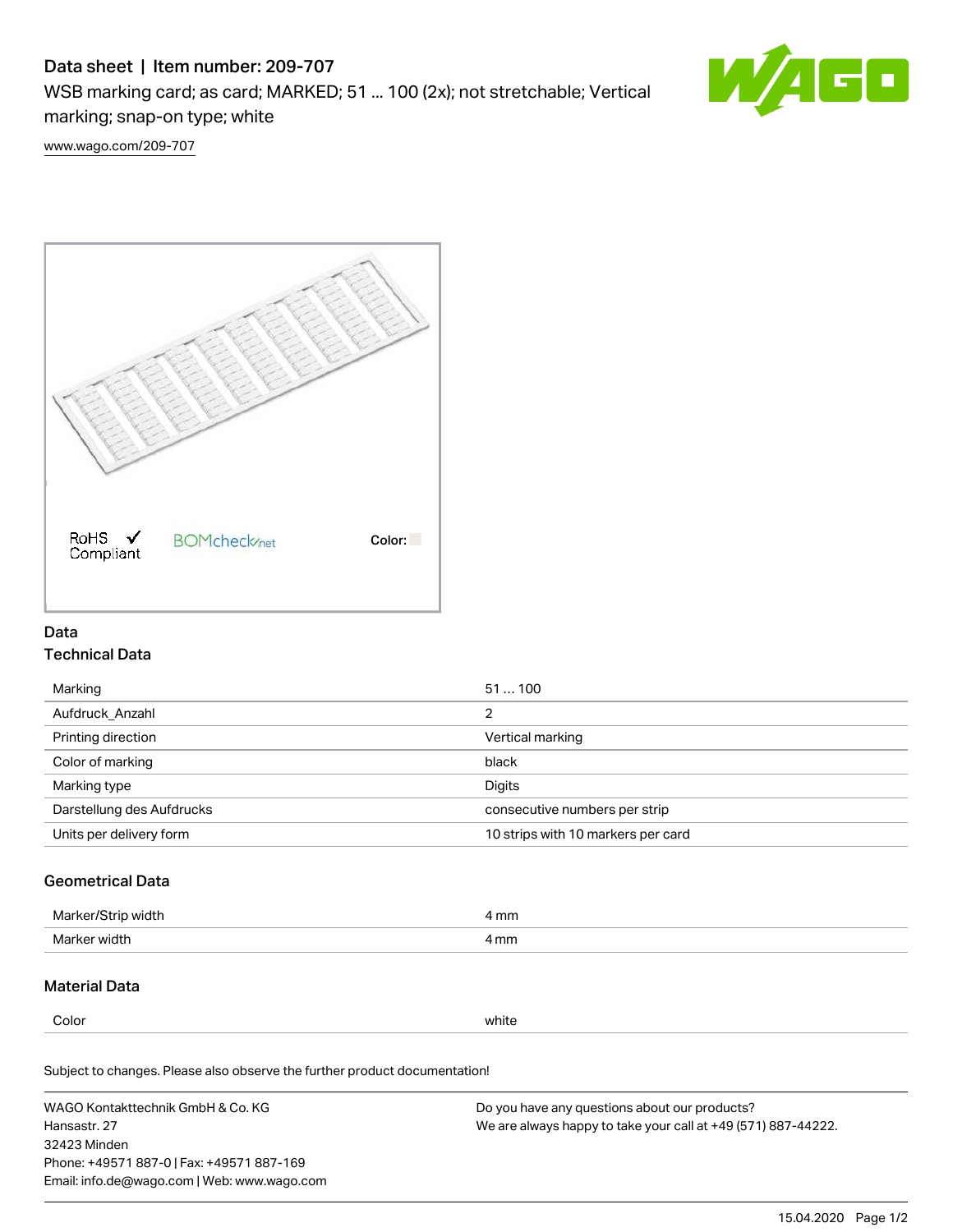# Data sheet | Item number: 209-707

WSB marking card; as card; MARKED; 51 ... 100 (2x); not stretchable; Vertical marking; snap-on type; white

www.wago.com/209-707

RoHS Compliant

BOMcheck.net

Color:

## Data

### Technical Data

| | |
|---|---|
| Marking | 51 ... 100 |
| Aufdruck_Anzahl | 2 |
| Printing direction | Vertical marking |
| Color of marking | black |
| Marking type | Digits |
| Darstellung des Aufdrucks | consecutive numbers per strip |
| Units per delivery form | 10 strips with 10 markers per card |

### Geometrical Data

| | |
|---|---|
| Marker/Strip width | 4 mm |
| Marker width | 4 mm |

### Material Data

| | |
|---|---|
| Color | white |

Subject to changes. Please also observe the further product documentation!

WAGO Kontakttechnik GmbH & Co. KG
Hansastr. 27
32423 Minden
Phone: +49571 887-0 | Fax: +49571 887-169
Email: info.de@wago.com | Web: www.wago.com

Do you have any questions about our products?
We are always happy to take your call at +49 (571) 887-44222.

15.04.2020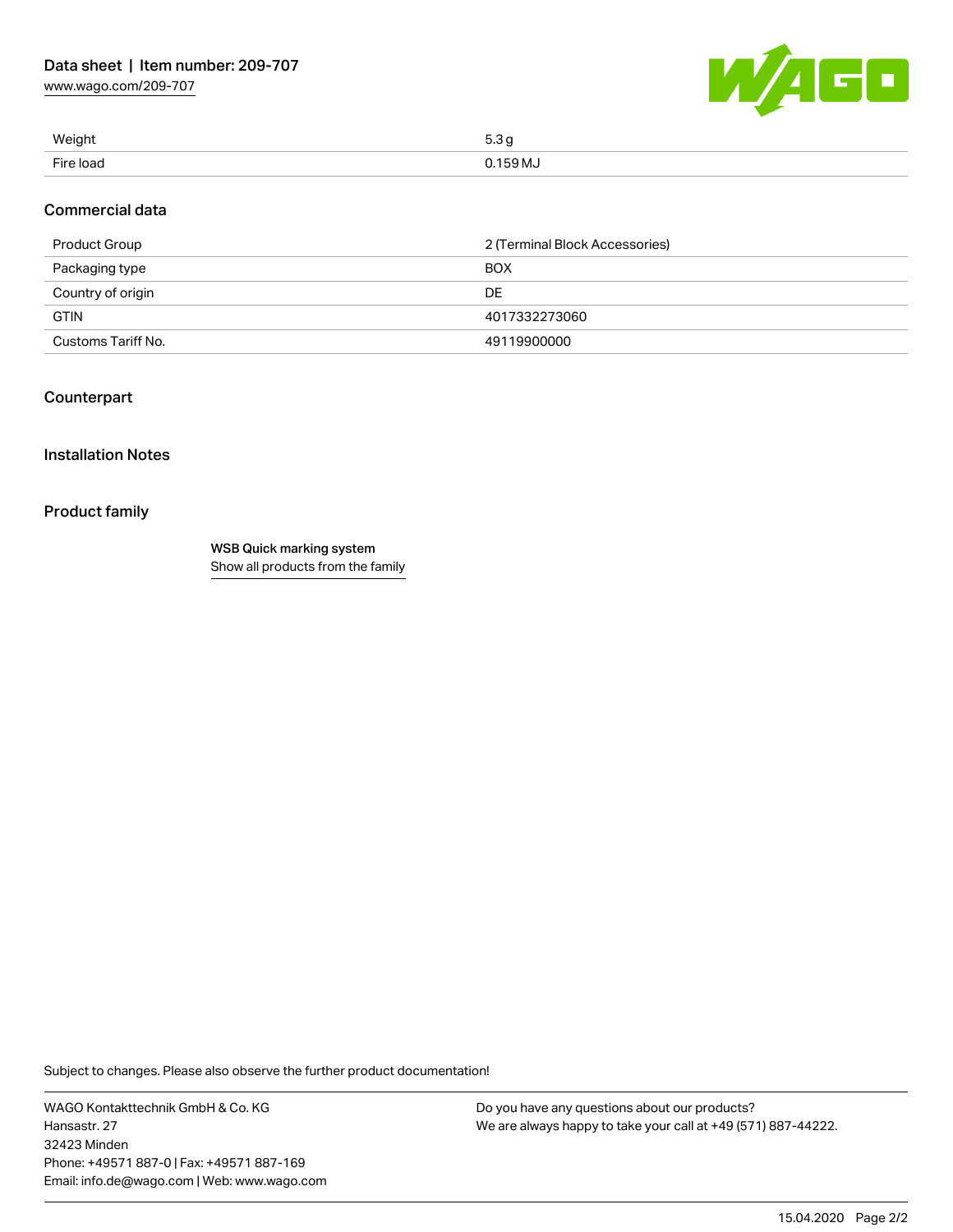| | |
|---|---|
| Weight | 5.3 g |
| Fire load | 0.159 MJ |

## Commercial data

| | |
|---|---|
| Product Group | 2 (Terminal Block Accessories) |
| Packaging type | BOX |
| Country of origin | DE |
| GTIN | 4017332273060 |
| Customs Tariff No. | 49119900000 |

## Counterpart

## Installation Notes

## Product family

**WSB Quick marking system**
Show all products from the family

Subject to changes. Please also observe the further product documentation!

WAGO Kontakttechnik GmbH & Co. KG
Hansastr. 27
32423 Minden
Phone: +49571 887-0 | Fax: +49571 887-169
Email: info.de@wago.com | Web: www.wago.com

Do you have any questions about our products?
We are always happy to take your call at +49 (571) 887-44222.

15.04.2020